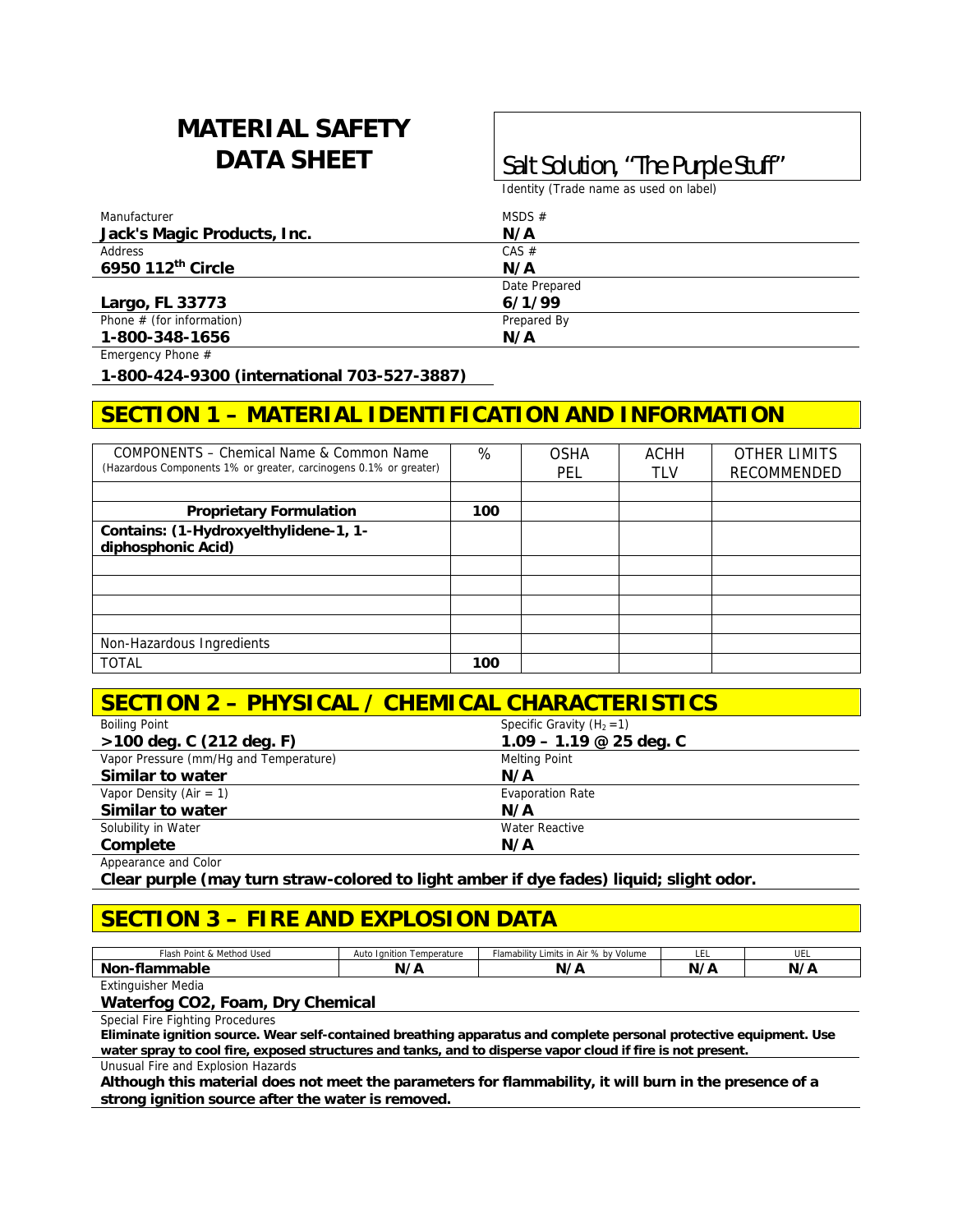# MATERIAL SAFETY DATA SHEET

Salt Solution, "The Purple Stuff"

Identity (Trade name as used on label)

| Manufacturer | MSDS # |
|---|---|
| **Jack's Magic Products, Inc.** | **N/A** |
| Address | CAS # |
| **6950 112th Circle** | **N/A** |
| | Date Prepared |
| **Largo, FL 33773** | **6/1/99** |
| Phone # (for information) | Prepared By |
| **1-800-348-1656** | **N/A** |

Emergency Phone #

**1-800-424-9300 (international 703-527-3887)**

## SECTION 1 – MATERIAL IDENTIFICATION AND INFORMATION

| COMPONENTS – Chemical Name & Common Name (Hazardous Components 1% or greater, carcinogens 0.1% or greater) | % | OSHA PEL | ACHH TLV | OTHER LIMITS RECOMMENDED |
|---|---|---|---|---|
| | | | | |
| **Proprietary Formulation** | **100** | | | |
| **Contains: (1-Hydroxyelthylidene-1, 1-diphosphonic Acid)** | | | | |
| | | | | |
| | | | | |
| | | | | |
| | | | | |
| Non-Hazardous Ingredients | | | | |
| TOTAL | **100** | | | |

## SECTION 2 – PHYSICAL / CHEMICAL CHARACTERISTICS

| Boiling Point | Specific Gravity ($H_2 = 1$) |
|---|---|
| **>100 deg. C (212 deg. F)** | **1.09 – 1.19 @ 25 deg. C** |
| Vapor Pressure (mm/Hg and Temperature) | Melting Point |
| **Similar to water** | **N/A** |
| Vapor Density (Air = 1) | Evaporation Rate |
| **Similar to water** | **N/A** |
| Solubility in Water | Water Reactive |
| **Complete** | **N/A** |

Appearance and Color

**Clear purple (may turn straw-colored to light amber if dye fades) liquid; slight odor.**

## SECTION 3 – FIRE AND EXPLOSION DATA

| Flash Point & Method Used | Auto Ignition Temperature | Flamability Limits in Air % by Volume | LEL | UEL |
|---|---|---|---|---|
| **Non-flammable** | **N/A** | **N/A** | **N/A** | **N/A** |

Extinguisher Media

**Waterfog CO2, Foam, Dry Chemical**

Special Fire Fighting Procedures

**Eliminate ignition source. Wear self-contained breathing apparatus and complete personal protective equipment. Use water spray to cool fire, exposed structures and tanks, and to disperse vapor cloud if fire is not present.**

Unusual Fire and Explosion Hazards

**Although this material does not meet the parameters for flammability, it will burn in the presence of a strong ignition source after the water is removed.**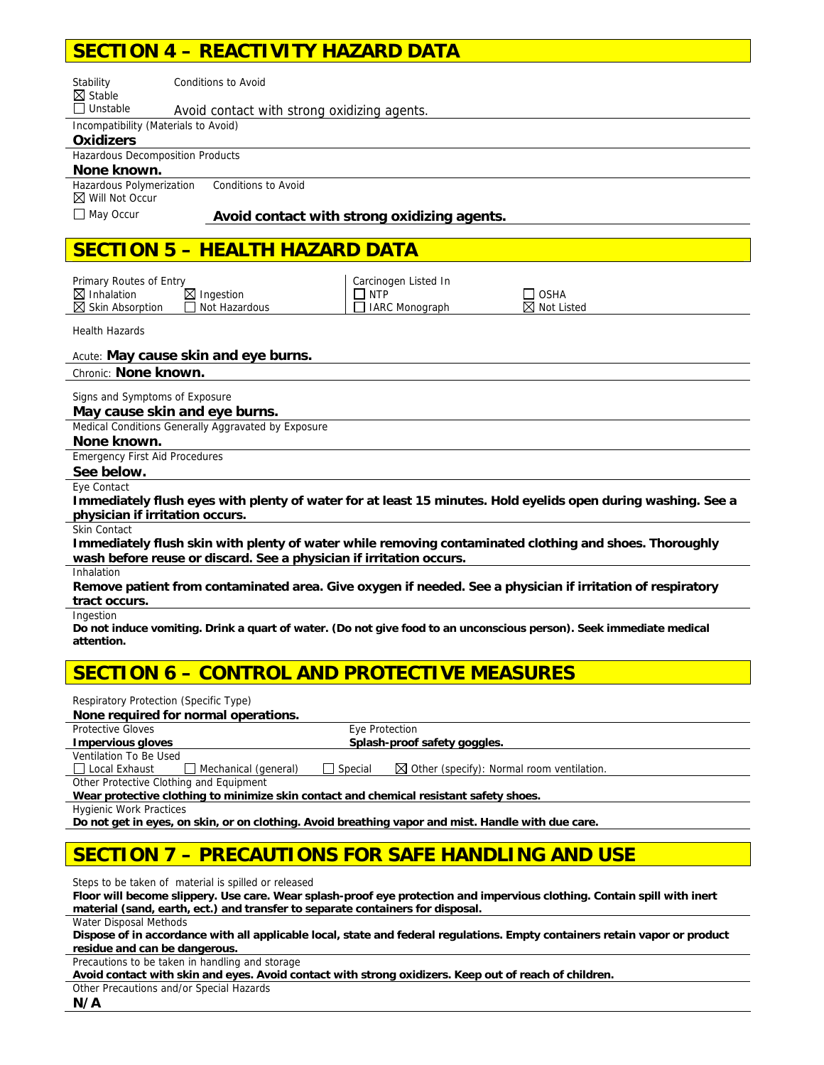## SECTION 4 – REACTIVITY HAZARD DATA

Stability
☒ Stable
☐ Unstable

Conditions to Avoid
Avoid contact with strong oxidizing agents.

Incompatibility (Materials to Avoid)
**Oxidizers**

Hazardous Decomposition Products
**None known.**

Hazardous Polymerization
☒ Will Not Occur
☐ May Occur

Conditions to Avoid
**Avoid contact with strong oxidizing agents.**

## SECTION 5 – HEALTH HAZARD DATA

Primary Routes of Entry
☒ Inhalation ☒ Ingestion
☒ Skin Absorption ☐ Not Hazardous

Carcinogen Listed In
☐ NTP ☐ OSHA
☐ IARC Monograph ☒ Not Listed

Health Hazards

Acute: **May cause skin and eye burns.**

Chronic: **None known.**

Signs and Symptoms of Exposure
**May cause skin and eye burns.**

Medical Conditions Generally Aggravated by Exposure
**None known.**

Emergency First Aid Procedures
**See below.**

Eye Contact
**Immediately flush eyes with plenty of water for at least 15 minutes. Hold eyelids open during washing. See a physician if irritation occurs.**

Skin Contact
**Immediately flush skin with plenty of water while removing contaminated clothing and shoes. Thoroughly wash before reuse or discard. See a physician if irritation occurs.**

Inhalation
**Remove patient from contaminated area. Give oxygen if needed. See a physician if irritation of respiratory tract occurs.**

Ingestion
**Do not induce vomiting. Drink a quart of water. (Do not give food to an unconscious person). Seek immediate medical attention.**

## SECTION 6 – CONTROL AND PROTECTIVE MEASURES

Respiratory Protection (Specific Type)
**None required for normal operations.**

Protective Gloves
**Impervious gloves**

Eye Protection
**Splash-proof safety goggles.**

Ventilation To Be Used
☐ Local Exhaust ☐ Mechanical (general) ☐ Special ☒ Other (specify): Normal room ventilation.

Other Protective Clothing and Equipment
**Wear protective clothing to minimize skin contact and chemical resistant safety shoes.**

Hygienic Work Practices
**Do not get in eyes, on skin, or on clothing. Avoid breathing vapor and mist. Handle with due care.**

## SECTION 7 – PRECAUTIONS FOR SAFE HANDLING AND USE

Steps to be taken of material is spilled or released
**Floor will become slippery. Use care. Wear splash-proof eye protection and impervious clothing. Contain spill with inert material (sand, earth, ect.) and transfer to separate containers for disposal.**

Water Disposal Methods
**Dispose of in accordance with all applicable local, state and federal regulations. Empty containers retain vapor or product residue and can be dangerous.**

Precautions to be taken in handling and storage
**Avoid contact with skin and eyes. Avoid contact with strong oxidizers. Keep out of reach of children.**

Other Precautions and/or Special Hazards
**N/A**